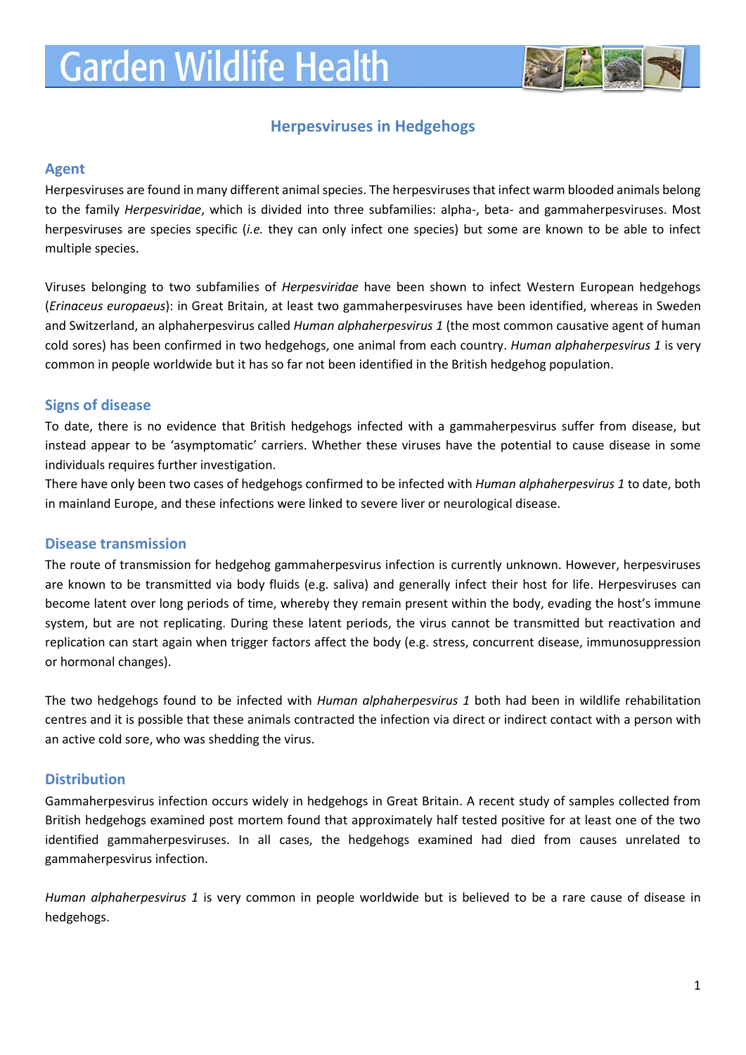# Garden Wildlife Health

## Herpesviruses in Hedgehogs

### Agent

Herpesviruses are found in many different animal species. The herpesviruses that infect warm blooded animals belong to the family *Herpesviridae*, which is divided into three subfamilies: alpha-, beta- and gammaherpesviruses. Most herpesviruses are species specific (*i.e.* they can only infect one species) but some are known to be able to infect multiple species.

Viruses belonging to two subfamilies of *Herpesviridae* have been shown to infect Western European hedgehogs (*Erinaceus europaeus*): in Great Britain, at least two gammaherpesviruses have been identified, whereas in Sweden and Switzerland, an alphaherpesvirus called *Human alphaherpesvirus 1* (the most common causative agent of human cold sores) has been confirmed in two hedgehogs, one animal from each country. *Human alphaherpesvirus 1* is very common in people worldwide but it has so far not been identified in the British hedgehog population.

### Signs of disease

To date, there is no evidence that British hedgehogs infected with a gammaherpesvirus suffer from disease, but instead appear to be 'asymptomatic' carriers. Whether these viruses have the potential to cause disease in some individuals requires further investigation.

There have only been two cases of hedgehogs confirmed to be infected with *Human alphaherpesvirus 1* to date, both in mainland Europe, and these infections were linked to severe liver or neurological disease.

### Disease transmission

The route of transmission for hedgehog gammaherpesvirus infection is currently unknown. However, herpesviruses are known to be transmitted via body fluids (e.g. saliva) and generally infect their host for life. Herpesviruses can become latent over long periods of time, whereby they remain present within the body, evading the host's immune system, but are not replicating. During these latent periods, the virus cannot be transmitted but reactivation and replication can start again when trigger factors affect the body (e.g. stress, concurrent disease, immunosuppression or hormonal changes).

The two hedgehogs found to be infected with *Human alphaherpesvirus 1* both had been in wildlife rehabilitation centres and it is possible that these animals contracted the infection via direct or indirect contact with a person with an active cold sore, who was shedding the virus.

### Distribution

Gammaherpesvirus infection occurs widely in hedgehogs in Great Britain. A recent study of samples collected from British hedgehogs examined post mortem found that approximately half tested positive for at least one of the two identified gammaherpesviruses. In all cases, the hedgehogs examined had died from causes unrelated to gammaherpesvirus infection.

*Human alphaherpesvirus 1* is very common in people worldwide but is believed to be a rare cause of disease in hedgehogs.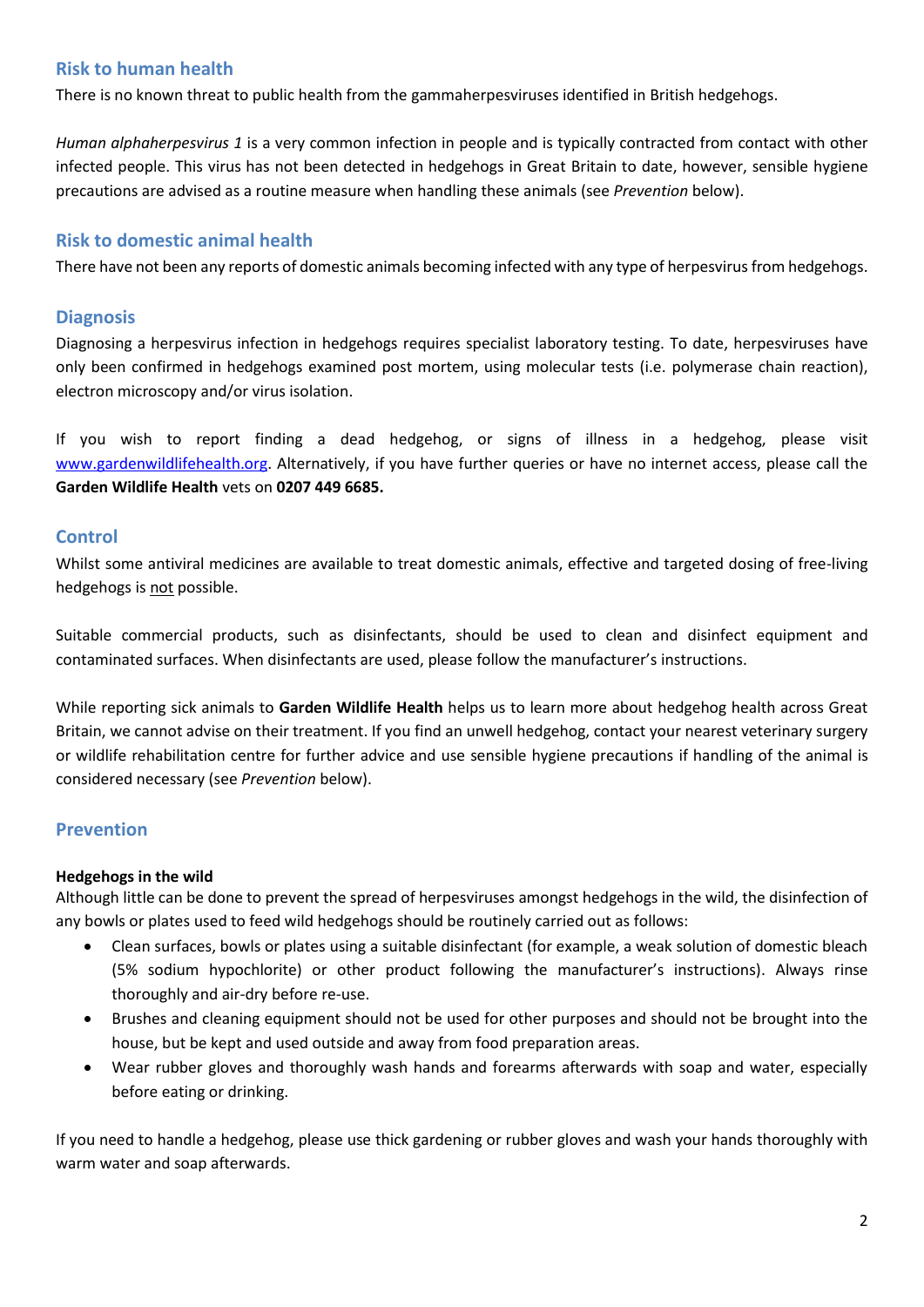## Risk to human health

There is no known threat to public health from the gammaherpesviruses identified in British hedgehogs.

*Human alphaherpesvirus 1* is a very common infection in people and is typically contracted from contact with other infected people. This virus has not been detected in hedgehogs in Great Britain to date, however, sensible hygiene precautions are advised as a routine measure when handling these animals (see *Prevention* below).

## Risk to domestic animal health

There have not been any reports of domestic animals becoming infected with any type of herpesvirus from hedgehogs.

## Diagnosis

Diagnosing a herpesvirus infection in hedgehogs requires specialist laboratory testing. To date, herpesviruses have only been confirmed in hedgehogs examined post mortem, using molecular tests (i.e. polymerase chain reaction), electron microscopy and/or virus isolation.

If you wish to report finding a dead hedgehog, or signs of illness in a hedgehog, please visit [www.gardenwildlifehealth.org](http://www.gardenwildlifehealth.org). Alternatively, if you have further queries or have no internet access, please call the **Garden Wildlife Health** vets on **0207 449 6685.**

## Control

Whilst some antiviral medicines are available to treat domestic animals, effective and targeted dosing of free-living hedgehogs is not possible.

Suitable commercial products, such as disinfectants, should be used to clean and disinfect equipment and contaminated surfaces. When disinfectants are used, please follow the manufacturer's instructions.

While reporting sick animals to **Garden Wildlife Health** helps us to learn more about hedgehog health across Great Britain, we cannot advise on their treatment. If you find an unwell hedgehog, contact your nearest veterinary surgery or wildlife rehabilitation centre for further advice and use sensible hygiene precautions if handling of the animal is considered necessary (see *Prevention* below).

## Prevention

**Hedgehogs in the wild**

Although little can be done to prevent the spread of herpesviruses amongst hedgehogs in the wild, the disinfection of any bowls or plates used to feed wild hedgehogs should be routinely carried out as follows:

- Clean surfaces, bowls or plates using a suitable disinfectant (for example, a weak solution of domestic bleach (5% sodium hypochlorite) or other product following the manufacturer's instructions). Always rinse thoroughly and air-dry before re-use.
- Brushes and cleaning equipment should not be used for other purposes and should not be brought into the house, but be kept and used outside and away from food preparation areas.
- Wear rubber gloves and thoroughly wash hands and forearms afterwards with soap and water, especially before eating or drinking.

If you need to handle a hedgehog, please use thick gardening or rubber gloves and wash your hands thoroughly with warm water and soap afterwards.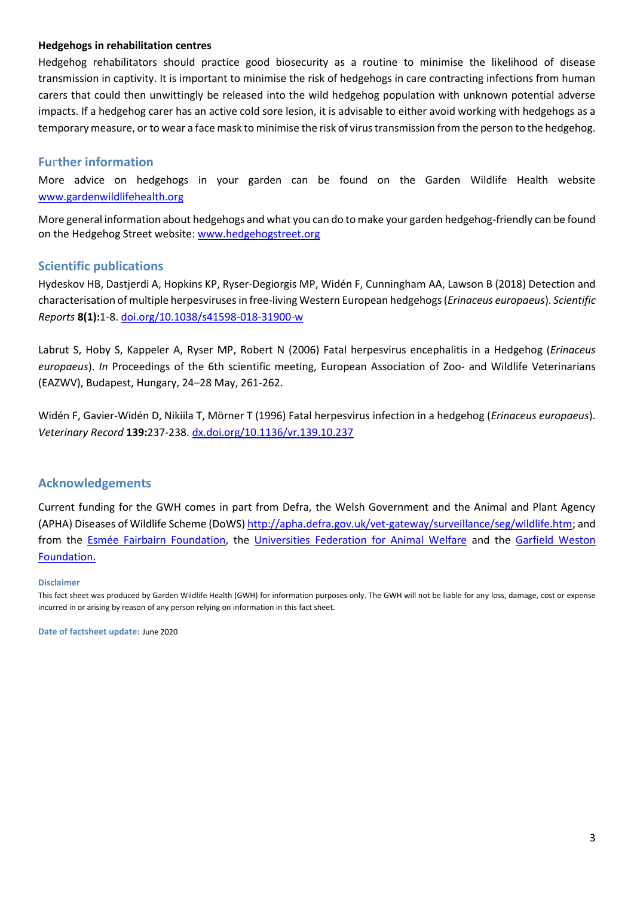**Hedgehogs in rehabilitation centres**

Hedgehog rehabilitators should practice good biosecurity as a routine to minimise the likelihood of disease transmission in captivity. It is important to minimise the risk of hedgehogs in care contracting infections from human carers that could then unwittingly be released into the wild hedgehog population with unknown potential adverse impacts. If a hedgehog carer has an active cold sore lesion, it is advisable to either avoid working with hedgehogs as a temporary measure, or to wear a face mask to minimise the risk of virus transmission from the person to the hedgehog.

## Further information

More advice on hedgehogs in your garden can be found on the Garden Wildlife Health website www.gardenwildlifehealth.org

More general information about hedgehogs and what you can do to make your garden hedgehog-friendly can be found on the Hedgehog Street website: www.hedgehogstreet.org

## Scientific publications

Hydeskov HB, Dastjerdi A, Hopkins KP, Ryser-Degiorgis MP, Widén F, Cunningham AA, Lawson B (2018) Detection and characterisation of multiple herpesviruses in free-living Western European hedgehogs (*Erinaceus europaeus*). *Scientific Reports* **8(1):**1-8. doi.org/10.1038/s41598-018-31900-w

Labrut S, Hoby S, Kappeler A, Ryser MP, Robert N (2006) Fatal herpesvirus encephalitis in a Hedgehog (*Erinaceus europaeus*). *In* Proceedings of the 6th scientific meeting, European Association of Zoo- and Wildlife Veterinarians (EAZWV), Budapest, Hungary, 24–28 May, 261-262.

Widén F, Gavier-Widén D, Nikiila T, Mörner T (1996) Fatal herpesvirus infection in a hedgehog (*Erinaceus europaeus*). *Veterinary Record* **139:**237-238. dx.doi.org/10.1136/vr.139.10.237

## Acknowledgements

Current funding for the GWH comes in part from Defra, the Welsh Government and the Animal and Plant Agency (APHA) Diseases of Wildlife Scheme (DoWS) http://apha.defra.gov.uk/vet-gateway/surveillance/seg/wildlife.htm; and from the Esmée Fairbairn Foundation, the Universities Federation for Animal Welfare and the Garfield Weston Foundation.

**Disclaimer**

This fact sheet was produced by Garden Wildlife Health (GWH) for information purposes only. The GWH will not be liable for any loss, damage, cost or expense incurred in or arising by reason of any person relying on information in this fact sheet.

**Date of factsheet update:** June 2020